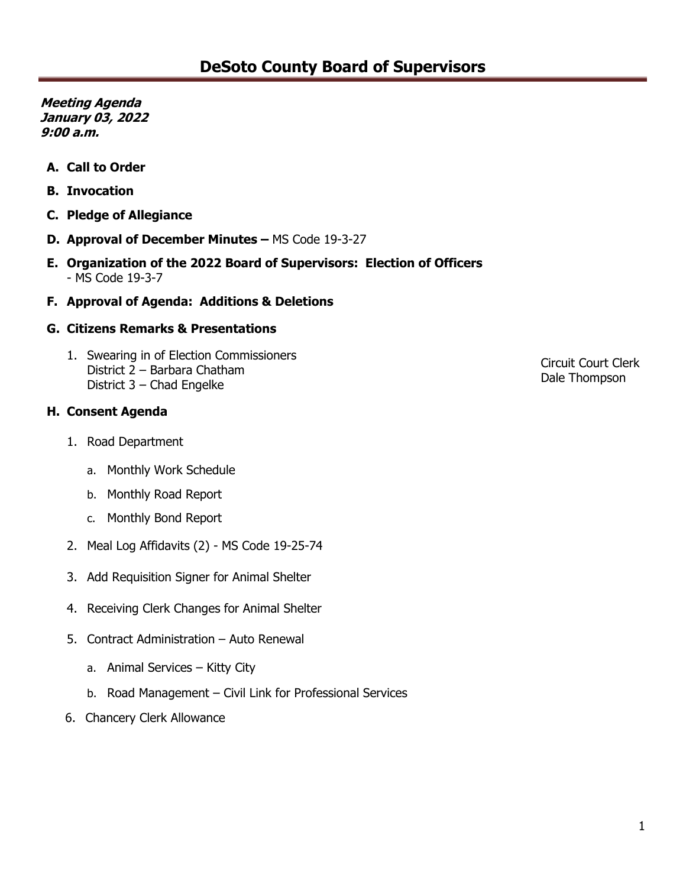# DeSoto County Board of Supervisors

***Meeting Agenda***
***January 03, 2022***
***9:00 a.m.***

**A. Call to Order**

**B. Invocation**

**C. Pledge of Allegiance**

**D. Approval of December Minutes –** MS Code 19-3-27

**E. Organization of the 2022 Board of Supervisors: Election of Officers**
- MS Code 19-3-7

**F. Approval of Agenda: Additions & Deletions**

**G. Citizens Remarks & Presentations**

1. Swearing in of Election Commissioners
   District 2 – Barbara Chatham
   District 3 – Chad Engelke
   Circuit Court Clerk Dale Thompson

**H. Consent Agenda**

1. Road Department
   a. Monthly Work Schedule
   b. Monthly Road Report
   c. Monthly Bond Report
2. Meal Log Affidavits (2) - MS Code 19-25-74
3. Add Requisition Signer for Animal Shelter
4. Receiving Clerk Changes for Animal Shelter
5. Contract Administration – Auto Renewal
   a. Animal Services – Kitty City
   b. Road Management – Civil Link for Professional Services
6. Chancery Clerk Allowance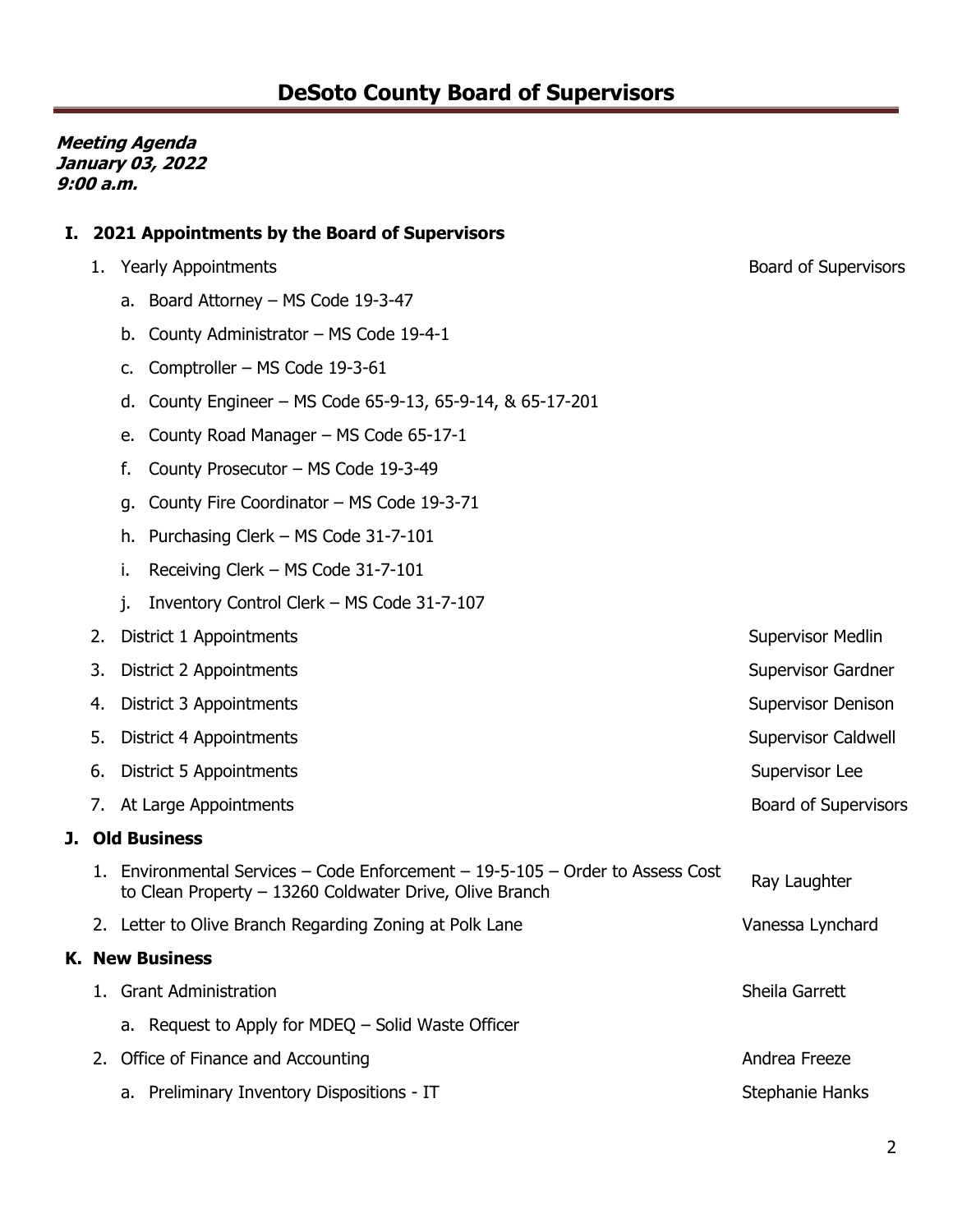# DeSoto County Board of Supervisors

***Meeting Agenda***
***January 03, 2022***
***9:00 a.m.***

## I. 2021 Appointments by the Board of Supervisors

1. Yearly Appointments — Board of Supervisors
   a. Board Attorney – MS Code 19-3-47
   b. County Administrator – MS Code 19-4-1
   c. Comptroller – MS Code 19-3-61
   d. County Engineer – MS Code 65-9-13, 65-9-14, & 65-17-201
   e. County Road Manager – MS Code 65-17-1
   f. County Prosecutor – MS Code 19-3-49
   g. County Fire Coordinator – MS Code 19-3-71
   h. Purchasing Clerk – MS Code 31-7-101
   i. Receiving Clerk – MS Code 31-7-101
   j. Inventory Control Clerk – MS Code 31-7-107
2. District 1 Appointments — Supervisor Medlin
3. District 2 Appointments — Supervisor Gardner
4. District 3 Appointments — Supervisor Denison
5. District 4 Appointments — Supervisor Caldwell
6. District 5 Appointments — Supervisor Lee
7. At Large Appointments — Board of Supervisors

## J. Old Business

1. Environmental Services – Code Enforcement – 19-5-105 – Order to Assess Cost to Clean Property – 13260 Coldwater Drive, Olive Branch — Ray Laughter
2. Letter to Olive Branch Regarding Zoning at Polk Lane — Vanessa Lynchard

## K. New Business

1. Grant Administration — Sheila Garrett
   a. Request to Apply for MDEQ – Solid Waste Officer
2. Office of Finance and Accounting — Andrea Freeze
   a. Preliminary Inventory Dispositions - IT — Stephanie Hanks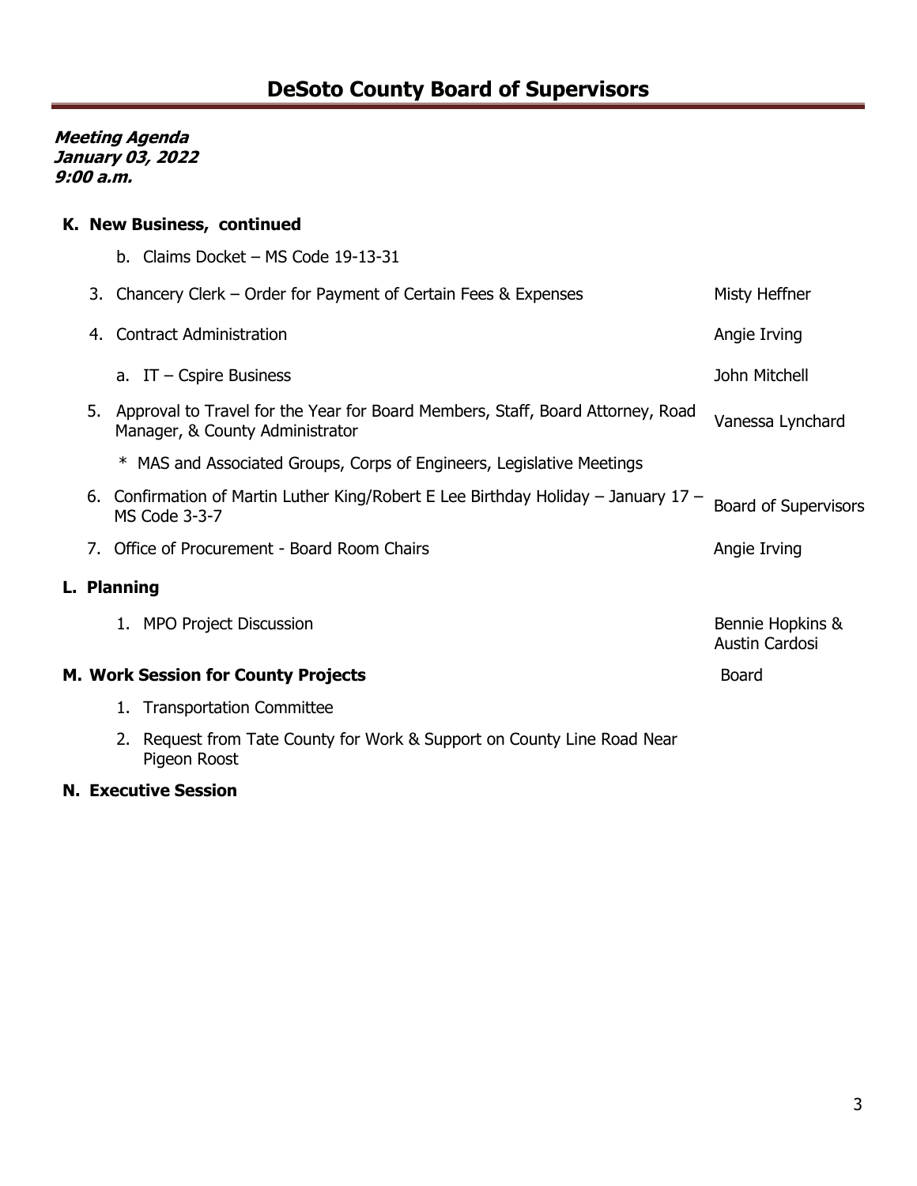# DeSoto County Board of Supervisors

***Meeting Agenda***
***January 03, 2022***
***9:00 a.m.***

**K. New Business, continued**

b. Claims Docket – MS Code 19-13-31

| | |
|---|---|
| 3. Chancery Clerk – Order for Payment of Certain Fees & Expenses | Misty Heffner |
| 4. Contract Administration | Angie Irving |
| a. IT – Cspire Business | John Mitchell |
| 5. Approval to Travel for the Year for Board Members, Staff, Board Attorney, Road Manager, & County Administrator | Vanessa Lynchard |
| * MAS and Associated Groups, Corps of Engineers, Legislative Meetings | |
| 6. Confirmation of Martin Luther King/Robert E Lee Birthday Holiday – January 17 – MS Code 3-3-7 | Board of Supervisors |
| 7. Office of Procurement - Board Room Chairs | Angie Irving |

**L. Planning**

| | |
|---|---|
| 1. MPO Project Discussion | Bennie Hopkins & Austin Cardosi |

**M. Work Session for County Projects** — Board

1. Transportation Committee
2. Request from Tate County for Work & Support on County Line Road Near Pigeon Roost

**N. Executive Session**